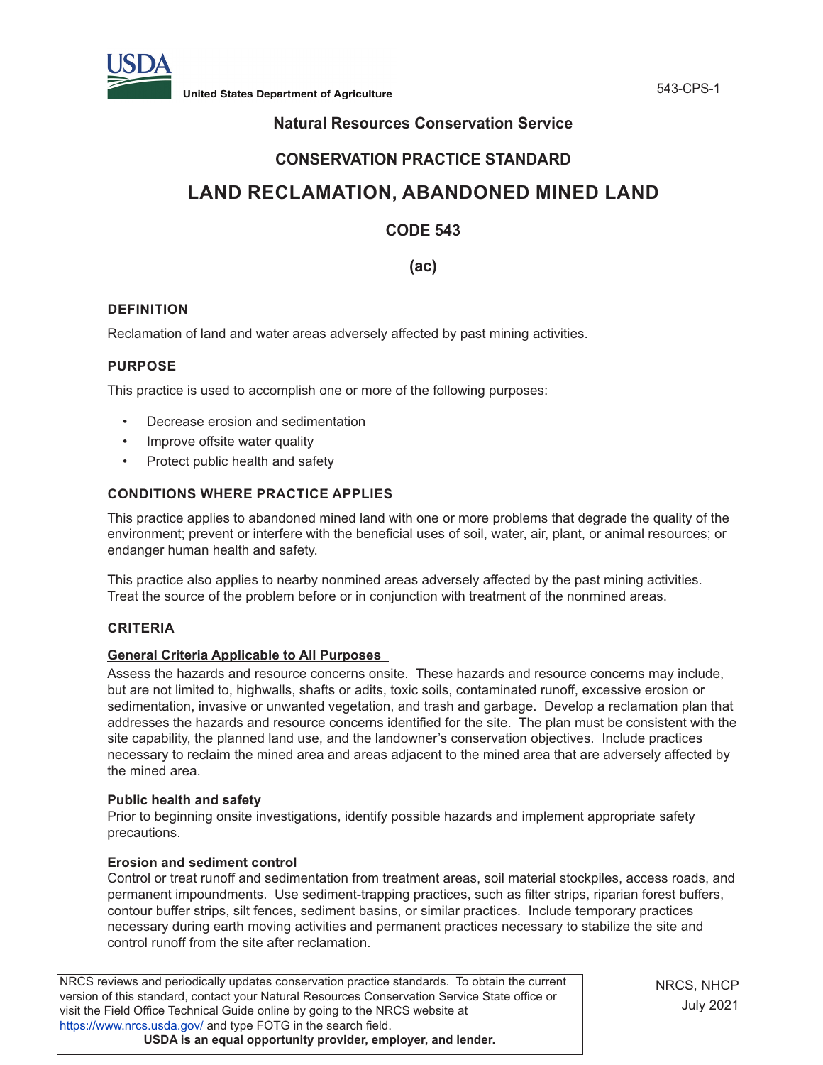**United States Department of Agriculture**

**Natural Resources Conservation Service**

**CONSERVATION PRACTICE STANDARD**

# LAND RECLAMATION, ABANDONED MINED LAND

**CODE 543**

**(ac)**

## DEFINITION

Reclamation of land and water areas adversely affected by past mining activities.

## PURPOSE

This practice is used to accomplish one or more of the following purposes:

- Decrease erosion and sedimentation
- Improve offsite water quality
- Protect public health and safety

## CONDITIONS WHERE PRACTICE APPLIES

This practice applies to abandoned mined land with one or more problems that degrade the quality of the environment; prevent or interfere with the beneficial uses of soil, water, air, plant, or animal resources; or endanger human health and safety.

This practice also applies to nearby nonmined areas adversely affected by the past mining activities. Treat the source of the problem before or in conjunction with treatment of the nonmined areas.

## CRITERIA

### General Criteria Applicable to All Purposes

Assess the hazards and resource concerns onsite. These hazards and resource concerns may include, but are not limited to, highwalls, shafts or adits, toxic soils, contaminated runoff, excessive erosion or sedimentation, invasive or unwanted vegetation, and trash and garbage. Develop a reclamation plan that addresses the hazards and resource concerns identified for the site. The plan must be consistent with the site capability, the planned land use, and the landowner's conservation objectives. Include practices necessary to reclaim the mined area and areas adjacent to the mined area that are adversely affected by the mined area.

**Public health and safety**

Prior to beginning onsite investigations, identify possible hazards and implement appropriate safety precautions.

**Erosion and sediment control**

Control or treat runoff and sedimentation from treatment areas, soil material stockpiles, access roads, and permanent impoundments. Use sediment-trapping practices, such as filter strips, riparian forest buffers, contour buffer strips, silt fences, sediment basins, or similar practices. Include temporary practices necessary during earth moving activities and permanent practices necessary to stabilize the site and control runoff from the site after reclamation.

NRCS reviews and periodically updates conservation practice standards. To obtain the current version of this standard, contact your Natural Resources Conservation Service State office or visit the Field Office Technical Guide online by going to the NRCS website at https://www.nrcs.usda.gov/ and type FOTG in the search field.

**USDA is an equal opportunity provider, employer, and lender.**

NRCS, NHCP
July 2021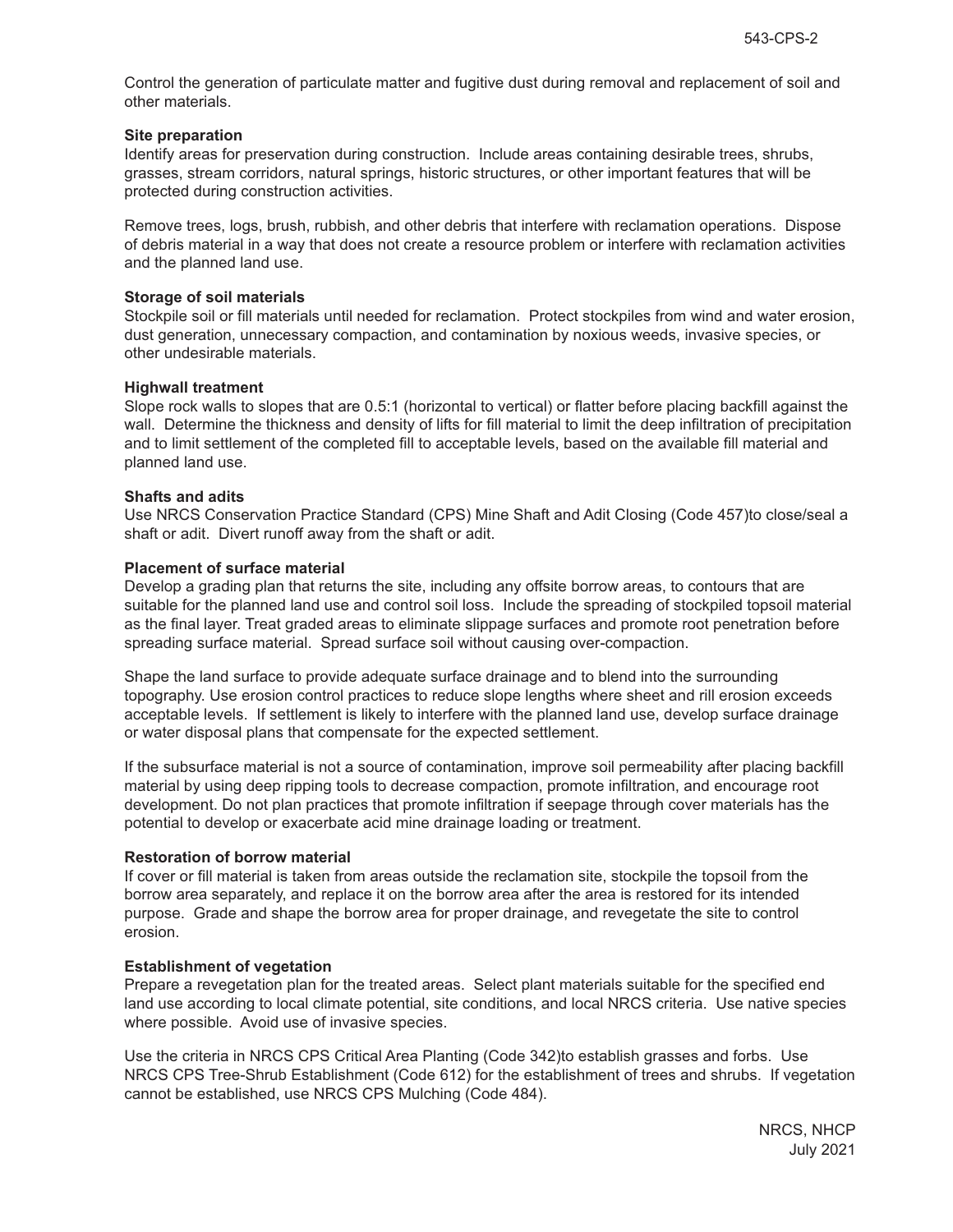Control the generation of particulate matter and fugitive dust during removal and replacement of soil and other materials.

**Site preparation**

Identify areas for preservation during construction. Include areas containing desirable trees, shrubs, grasses, stream corridors, natural springs, historic structures, or other important features that will be protected during construction activities.

Remove trees, logs, brush, rubbish, and other debris that interfere with reclamation operations. Dispose of debris material in a way that does not create a resource problem or interfere with reclamation activities and the planned land use.

**Storage of soil materials**

Stockpile soil or fill materials until needed for reclamation. Protect stockpiles from wind and water erosion, dust generation, unnecessary compaction, and contamination by noxious weeds, invasive species, or other undesirable materials.

**Highwall treatment**

Slope rock walls to slopes that are 0.5:1 (horizontal to vertical) or flatter before placing backfill against the wall. Determine the thickness and density of lifts for fill material to limit the deep infiltration of precipitation and to limit settlement of the completed fill to acceptable levels, based on the available fill material and planned land use.

**Shafts and adits**

Use NRCS Conservation Practice Standard (CPS) Mine Shaft and Adit Closing (Code 457)to close/seal a shaft or adit. Divert runoff away from the shaft or adit.

**Placement of surface material**

Develop a grading plan that returns the site, including any offsite borrow areas, to contours that are suitable for the planned land use and control soil loss. Include the spreading of stockpiled topsoil material as the final layer. Treat graded areas to eliminate slippage surfaces and promote root penetration before spreading surface material. Spread surface soil without causing over-compaction.

Shape the land surface to provide adequate surface drainage and to blend into the surrounding topography. Use erosion control practices to reduce slope lengths where sheet and rill erosion exceeds acceptable levels. If settlement is likely to interfere with the planned land use, develop surface drainage or water disposal plans that compensate for the expected settlement.

If the subsurface material is not a source of contamination, improve soil permeability after placing backfill material by using deep ripping tools to decrease compaction, promote infiltration, and encourage root development. Do not plan practices that promote infiltration if seepage through cover materials has the potential to develop or exacerbate acid mine drainage loading or treatment.

**Restoration of borrow material**

If cover or fill material is taken from areas outside the reclamation site, stockpile the topsoil from the borrow area separately, and replace it on the borrow area after the area is restored for its intended purpose. Grade and shape the borrow area for proper drainage, and revegetate the site to control erosion.

**Establishment of vegetation**

Prepare a revegetation plan for the treated areas. Select plant materials suitable for the specified end land use according to local climate potential, site conditions, and local NRCS criteria. Use native species where possible. Avoid use of invasive species.

Use the criteria in NRCS CPS Critical Area Planting (Code 342)to establish grasses and forbs. Use NRCS CPS Tree-Shrub Establishment (Code 612) for the establishment of trees and shrubs. If vegetation cannot be established, use NRCS CPS Mulching (Code 484).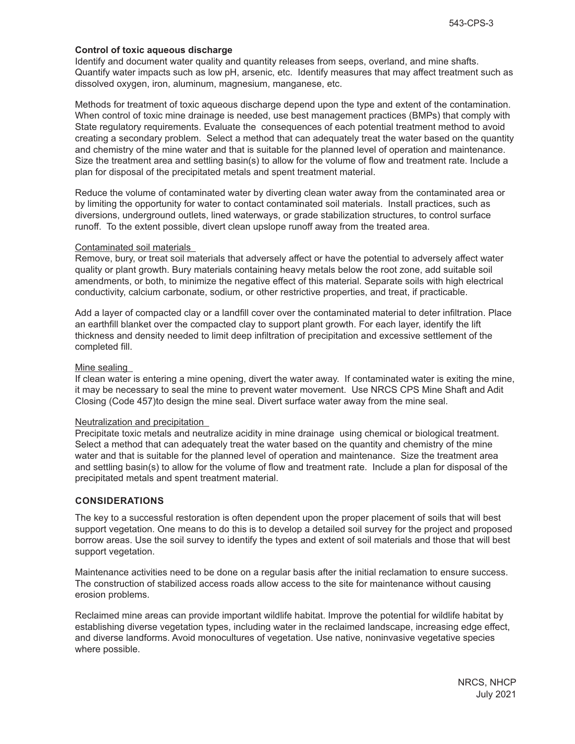**Control of toxic aqueous discharge**

Identify and document water quality and quantity releases from seeps, overland, and mine shafts. Quantify water impacts such as low pH, arsenic, etc. Identify measures that may affect treatment such as dissolved oxygen, iron, aluminum, magnesium, manganese, etc.

Methods for treatment of toxic aqueous discharge depend upon the type and extent of the contamination. When control of toxic mine drainage is needed, use best management practices (BMPs) that comply with State regulatory requirements. Evaluate the consequences of each potential treatment method to avoid creating a secondary problem. Select a method that can adequately treat the water based on the quantity and chemistry of the mine water and that is suitable for the planned level of operation and maintenance. Size the treatment area and settling basin(s) to allow for the volume of flow and treatment rate. Include a plan for disposal of the precipitated metals and spent treatment material.

Reduce the volume of contaminated water by diverting clean water away from the contaminated area or by limiting the opportunity for water to contact contaminated soil materials. Install practices, such as diversions, underground outlets, lined waterways, or grade stabilization structures, to control surface runoff. To the extent possible, divert clean upslope runoff away from the treated area.

Contaminated soil materials

Remove, bury, or treat soil materials that adversely affect or have the potential to adversely affect water quality or plant growth. Bury materials containing heavy metals below the root zone, add suitable soil amendments, or both, to minimize the negative effect of this material. Separate soils with high electrical conductivity, calcium carbonate, sodium, or other restrictive properties, and treat, if practicable.

Add a layer of compacted clay or a landfill cover over the contaminated material to deter infiltration. Place an earthfill blanket over the compacted clay to support plant growth. For each layer, identify the lift thickness and density needed to limit deep infiltration of precipitation and excessive settlement of the completed fill.

Mine sealing

If clean water is entering a mine opening, divert the water away. If contaminated water is exiting the mine, it may be necessary to seal the mine to prevent water movement. Use NRCS CPS Mine Shaft and Adit Closing (Code 457)to design the mine seal. Divert surface water away from the mine seal.

Neutralization and precipitation

Precipitate toxic metals and neutralize acidity in mine drainage using chemical or biological treatment. Select a method that can adequately treat the water based on the quantity and chemistry of the mine water and that is suitable for the planned level of operation and maintenance. Size the treatment area and settling basin(s) to allow for the volume of flow and treatment rate. Include a plan for disposal of the precipitated metals and spent treatment material.

## CONSIDERATIONS

The key to a successful restoration is often dependent upon the proper placement of soils that will best support vegetation. One means to do this is to develop a detailed soil survey for the project and proposed borrow areas. Use the soil survey to identify the types and extent of soil materials and those that will best support vegetation.

Maintenance activities need to be done on a regular basis after the initial reclamation to ensure success. The construction of stabilized access roads allow access to the site for maintenance without causing erosion problems.

Reclaimed mine areas can provide important wildlife habitat. Improve the potential for wildlife habitat by establishing diverse vegetation types, including water in the reclaimed landscape, increasing edge effect, and diverse landforms. Avoid monocultures of vegetation. Use native, noninvasive vegetative species where possible.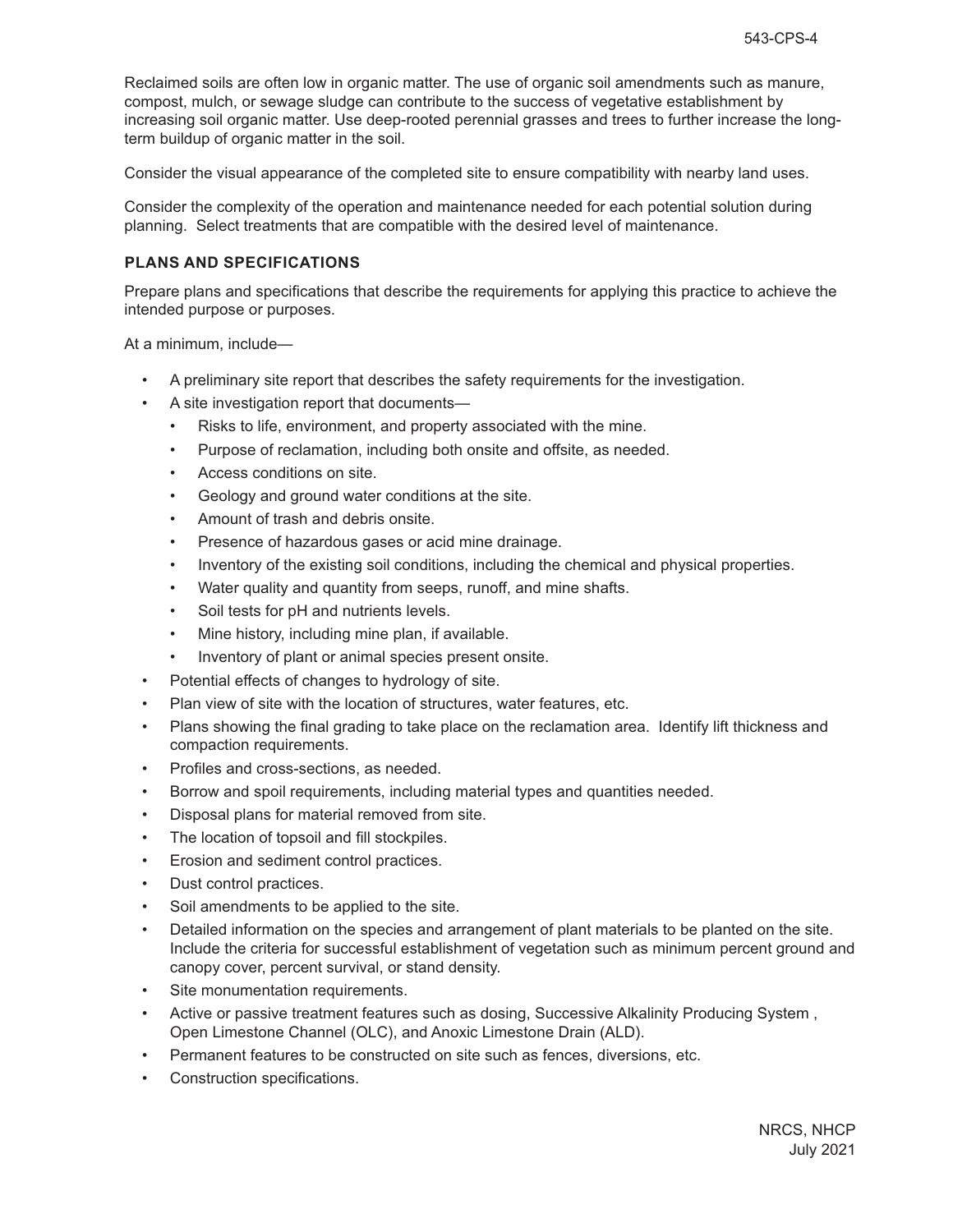Reclaimed soils are often low in organic matter. The use of organic soil amendments such as manure, compost, mulch, or sewage sludge can contribute to the success of vegetative establishment by increasing soil organic matter. Use deep-rooted perennial grasses and trees to further increase the long-term buildup of organic matter in the soil.

Consider the visual appearance of the completed site to ensure compatibility with nearby land uses.

Consider the complexity of the operation and maintenance needed for each potential solution during planning. Select treatments that are compatible with the desired level of maintenance.

### PLANS AND SPECIFICATIONS

Prepare plans and specifications that describe the requirements for applying this practice to achieve the intended purpose or purposes.

At a minimum, include—

- A preliminary site report that describes the safety requirements for the investigation.
- A site investigation report that documents—
  - Risks to life, environment, and property associated with the mine.
  - Purpose of reclamation, including both onsite and offsite, as needed.
  - Access conditions on site.
  - Geology and ground water conditions at the site.
  - Amount of trash and debris onsite.
  - Presence of hazardous gases or acid mine drainage.
  - Inventory of the existing soil conditions, including the chemical and physical properties.
  - Water quality and quantity from seeps, runoff, and mine shafts.
  - Soil tests for pH and nutrients levels.
  - Mine history, including mine plan, if available.
  - Inventory of plant or animal species present onsite.
- Potential effects of changes to hydrology of site.
- Plan view of site with the location of structures, water features, etc.
- Plans showing the final grading to take place on the reclamation area. Identify lift thickness and compaction requirements.
- Profiles and cross-sections, as needed.
- Borrow and spoil requirements, including material types and quantities needed.
- Disposal plans for material removed from site.
- The location of topsoil and fill stockpiles.
- Erosion and sediment control practices.
- Dust control practices.
- Soil amendments to be applied to the site.
- Detailed information on the species and arrangement of plant materials to be planted on the site. Include the criteria for successful establishment of vegetation such as minimum percent ground and canopy cover, percent survival, or stand density.
- Site monumentation requirements.
- Active or passive treatment features such as dosing, Successive Alkalinity Producing System , Open Limestone Channel (OLC), and Anoxic Limestone Drain (ALD).
- Permanent features to be constructed on site such as fences, diversions, etc.
- Construction specifications.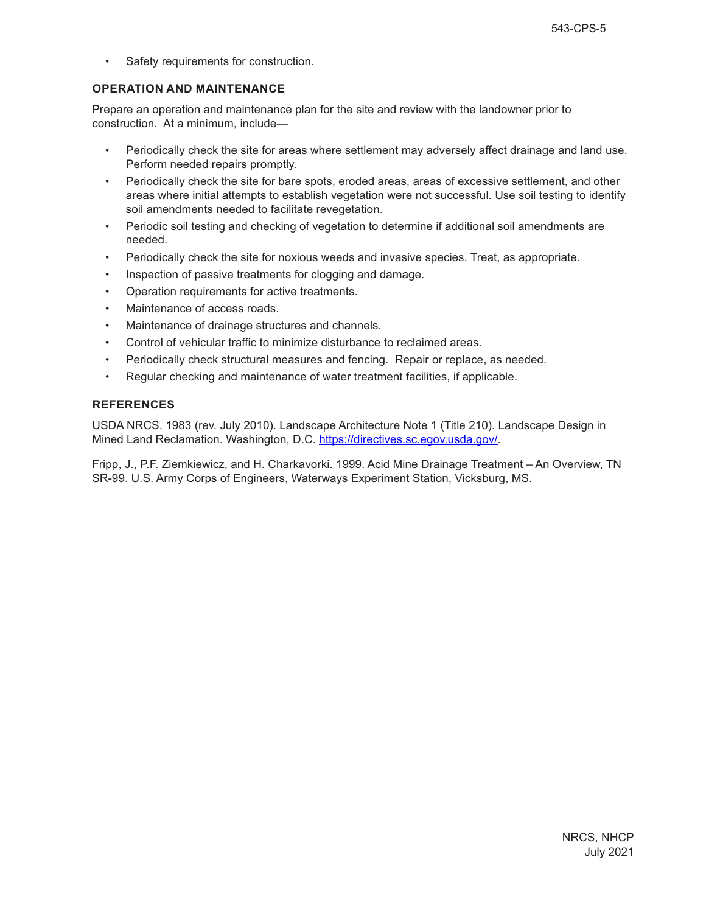- Safety requirements for construction.

## OPERATION AND MAINTENANCE

Prepare an operation and maintenance plan for the site and review with the landowner prior to construction. At a minimum, include—

- Periodically check the site for areas where settlement may adversely affect drainage and land use. Perform needed repairs promptly.
- Periodically check the site for bare spots, eroded areas, areas of excessive settlement, and other areas where initial attempts to establish vegetation were not successful. Use soil testing to identify soil amendments needed to facilitate revegetation.
- Periodic soil testing and checking of vegetation to determine if additional soil amendments are needed.
- Periodically check the site for noxious weeds and invasive species. Treat, as appropriate.
- Inspection of passive treatments for clogging and damage.
- Operation requirements for active treatments.
- Maintenance of access roads.
- Maintenance of drainage structures and channels.
- Control of vehicular traffic to minimize disturbance to reclaimed areas.
- Periodically check structural measures and fencing. Repair or replace, as needed.
- Regular checking and maintenance of water treatment facilities, if applicable.

## REFERENCES

USDA NRCS. 1983 (rev. July 2010). Landscape Architecture Note 1 (Title 210). Landscape Design in Mined Land Reclamation. Washington, D.C. https://directives.sc.egov.usda.gov/.

Fripp, J., P.F. Ziemkiewicz, and H. Charkavorki. 1999. Acid Mine Drainage Treatment – An Overview, TN SR-99. U.S. Army Corps of Engineers, Waterways Experiment Station, Vicksburg, MS.